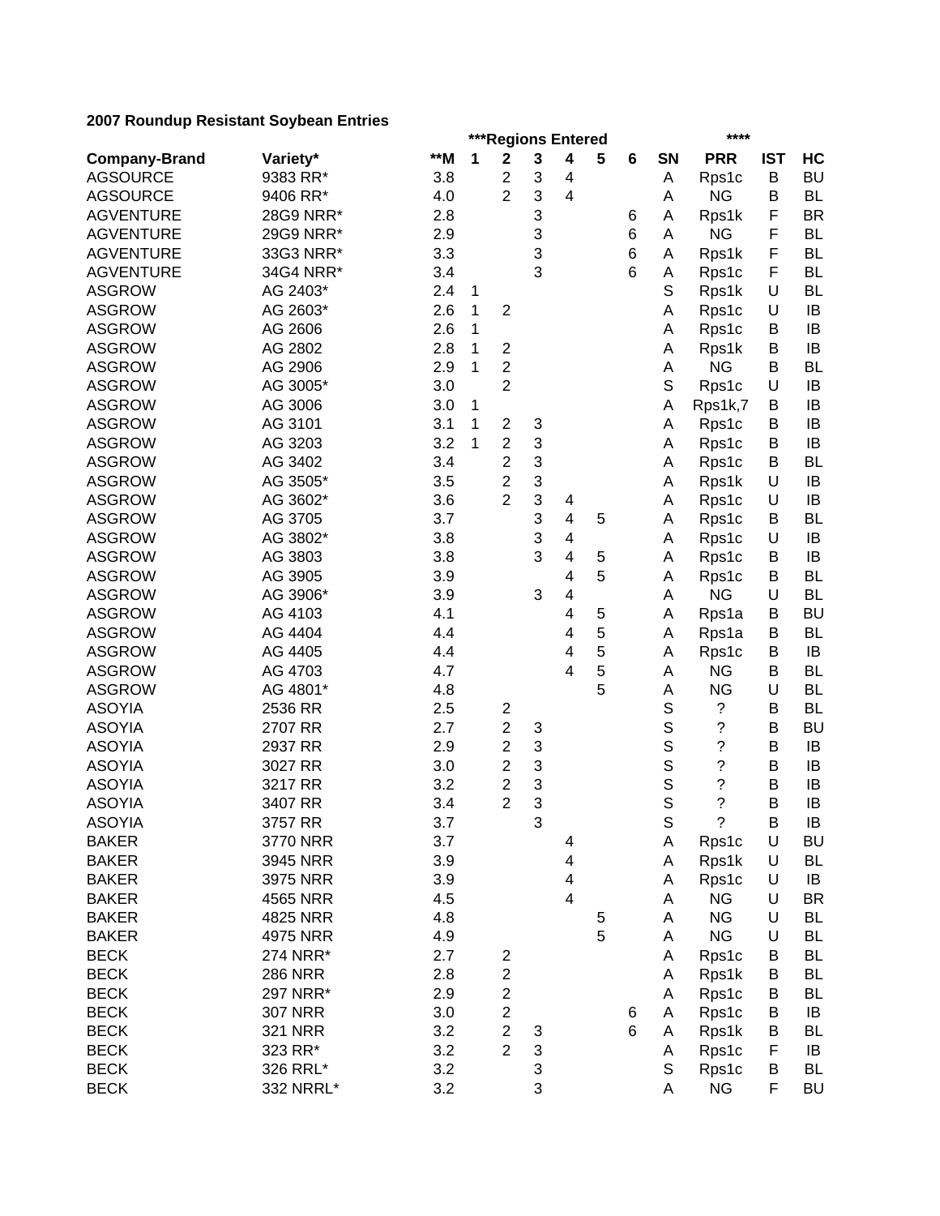**2007 Roundup Resistant Soybean Entries**

| | | | ***Regions Entered | | | | | | | **** | | |
|---|---|---|---|---|---|---|---|---|---|---|---|---|
| **Company-Brand** | **Variety*** | **M | **1** | **2** | **3** | **4** | **5** | **6** | **SN** | **PRR** | **IST** | **HC** |
| AGSOURCE | 9383 RR* | 3.8 | | 2 | 3 | 4 | | | A | Rps1c | B | BU |
| AGSOURCE | 9406 RR* | 4.0 | | 2 | 3 | 4 | | | A | NG | B | BL |
| AGVENTURE | 28G9 NRR* | 2.8 | | | 3 | | | 6 | A | Rps1k | F | BR |
| AGVENTURE | 29G9 NRR* | 2.9 | | | 3 | | | 6 | A | NG | F | BL |
| AGVENTURE | 33G3 NRR* | 3.3 | | | 3 | | | 6 | A | Rps1k | F | BL |
| AGVENTURE | 34G4 NRR* | 3.4 | | | 3 | | | 6 | A | Rps1c | F | BL |
| ASGROW | AG 2403* | 2.4 | 1 | | | | | | S | Rps1k | U | BL |
| ASGROW | AG 2603* | 2.6 | 1 | 2 | | | | | A | Rps1c | U | IB |
| ASGROW | AG 2606 | 2.6 | 1 | | | | | | A | Rps1c | B | IB |
| ASGROW | AG 2802 | 2.8 | 1 | 2 | | | | | A | Rps1k | B | IB |
| ASGROW | AG 2906 | 2.9 | 1 | 2 | | | | | A | NG | B | BL |
| ASGROW | AG 3005* | 3.0 | | 2 | | | | | S | Rps1c | U | IB |
| ASGROW | AG 3006 | 3.0 | 1 | | | | | | A | Rps1k,7 | B | IB |
| ASGROW | AG 3101 | 3.1 | 1 | 2 | 3 | | | | A | Rps1c | B | IB |
| ASGROW | AG 3203 | 3.2 | 1 | 2 | 3 | | | | A | Rps1c | B | IB |
| ASGROW | AG 3402 | 3.4 | | 2 | 3 | | | | A | Rps1c | B | BL |
| ASGROW | AG 3505* | 3.5 | | 2 | 3 | | | | A | Rps1k | U | IB |
| ASGROW | AG 3602* | 3.6 | | 2 | 3 | 4 | | | A | Rps1c | U | IB |
| ASGROW | AG 3705 | 3.7 | | | 3 | 4 | 5 | | A | Rps1c | B | BL |
| ASGROW | AG 3802* | 3.8 | | | 3 | 4 | | | A | Rps1c | U | IB |
| ASGROW | AG 3803 | 3.8 | | | 3 | 4 | 5 | | A | Rps1c | B | IB |
| ASGROW | AG 3905 | 3.9 | | | | 4 | 5 | | A | Rps1c | B | BL |
| ASGROW | AG 3906* | 3.9 | | | 3 | 4 | | | A | NG | U | BL |
| ASGROW | AG 4103 | 4.1 | | | | 4 | 5 | | A | Rps1a | B | BU |
| ASGROW | AG 4404 | 4.4 | | | | 4 | 5 | | A | Rps1a | B | BL |
| ASGROW | AG 4405 | 4.4 | | | | 4 | 5 | | A | Rps1c | B | IB |
| ASGROW | AG 4703 | 4.7 | | | | 4 | 5 | | A | NG | B | BL |
| ASGROW | AG 4801* | 4.8 | | | | | 5 | | A | NG | U | BL |
| ASOYIA | 2536 RR | 2.5 | | 2 | | | | | S | ? | B | BL |
| ASOYIA | 2707 RR | 2.7 | | 2 | 3 | | | | S | ? | B | BU |
| ASOYIA | 2937 RR | 2.9 | | 2 | 3 | | | | S | ? | B | IB |
| ASOYIA | 3027 RR | 3.0 | | 2 | 3 | | | | S | ? | B | IB |
| ASOYIA | 3217 RR | 3.2 | | 2 | 3 | | | | S | ? | B | IB |
| ASOYIA | 3407 RR | 3.4 | | 2 | 3 | | | | S | ? | B | IB |
| ASOYIA | 3757 RR | 3.7 | | | 3 | | | | S | ? | B | IB |
| BAKER | 3770 NRR | 3.7 | | | | 4 | | | A | Rps1c | U | BU |
| BAKER | 3945 NRR | 3.9 | | | | 4 | | | A | Rps1k | U | BL |
| BAKER | 3975 NRR | 3.9 | | | | 4 | | | A | Rps1c | U | IB |
| BAKER | 4565 NRR | 4.5 | | | | 4 | | | A | NG | U | BR |
| BAKER | 4825 NRR | 4.8 | | | | | 5 | | A | NG | U | BL |
| BAKER | 4975 NRR | 4.9 | | | | | 5 | | A | NG | U | BL |
| BECK | 274 NRR* | 2.7 | | 2 | | | | | A | Rps1c | B | BL |
| BECK | 286 NRR | 2.8 | | 2 | | | | | A | Rps1k | B | BL |
| BECK | 297 NRR* | 2.9 | | 2 | | | | | A | Rps1c | B | BL |
| BECK | 307 NRR | 3.0 | | 2 | | | | 6 | A | Rps1c | B | IB |
| BECK | 321 NRR | 3.2 | | 2 | 3 | | | 6 | A | Rps1k | B | BL |
| BECK | 323 RR* | 3.2 | | 2 | 3 | | | | A | Rps1c | F | IB |
| BECK | 326 RRL* | 3.2 | | | 3 | | | | S | Rps1c | B | BL |
| BECK | 332 NRRL* | 3.2 | | | 3 | | | | A | NG | F | BU |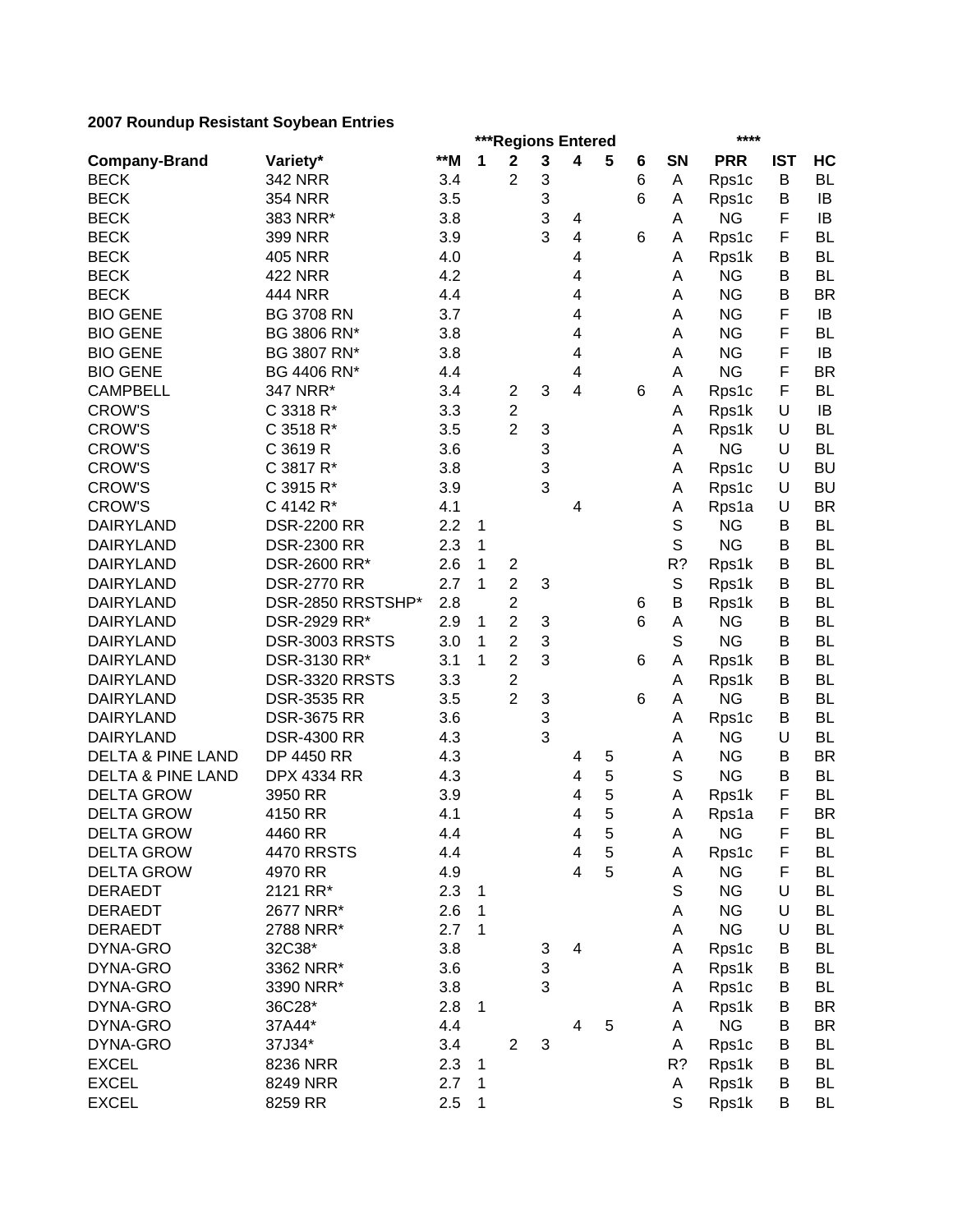**2007 Roundup Resistant Soybean Entries**

| | | | ***Regions Entered | | | | | | | **** | | |
|---|---|---|---|---|---|---|---|---|---|---|---|---|
| **Company-Brand** | **Variety*** | **M | **1** | **2** | **3** | **4** | **5** | **6** | **SN** | **PRR** | **IST** | **HC** |
| BECK | 342 NRR | 3.4 | | 2 | 3 | | | 6 | A | Rps1c | B | BL |
| BECK | 354 NRR | 3.5 | | | 3 | | | 6 | A | Rps1c | B | IB |
| BECK | 383 NRR* | 3.8 | | | 3 | 4 | | | A | NG | F | IB |
| BECK | 399 NRR | 3.9 | | | 3 | 4 | | 6 | A | Rps1c | F | BL |
| BECK | 405 NRR | 4.0 | | | | 4 | | | A | Rps1k | B | BL |
| BECK | 422 NRR | 4.2 | | | | 4 | | | A | NG | B | BL |
| BECK | 444 NRR | 4.4 | | | | 4 | | | A | NG | B | BR |
| BIO GENE | BG 3708 RN | 3.7 | | | | 4 | | | A | NG | F | IB |
| BIO GENE | BG 3806 RN* | 3.8 | | | | 4 | | | A | NG | F | BL |
| BIO GENE | BG 3807 RN* | 3.8 | | | | 4 | | | A | NG | F | IB |
| BIO GENE | BG 4406 RN* | 4.4 | | | | 4 | | | A | NG | F | BR |
| CAMPBELL | 347 NRR* | 3.4 | | 2 | 3 | 4 | | 6 | A | Rps1c | F | BL |
| CROW'S | C 3318 R* | 3.3 | | 2 | | | | | A | Rps1k | U | IB |
| CROW'S | C 3518 R* | 3.5 | | 2 | 3 | | | | A | Rps1k | U | BL |
| CROW'S | C 3619 R | 3.6 | | | 3 | | | | A | NG | U | BL |
| CROW'S | C 3817 R* | 3.8 | | | 3 | | | | A | Rps1c | U | BU |
| CROW'S | C 3915 R* | 3.9 | | | 3 | | | | A | Rps1c | U | BU |
| CROW'S | C 4142 R* | 4.1 | | | | 4 | | | A | Rps1a | U | BR |
| DAIRYLAND | DSR-2200 RR | 2.2 | 1 | | | | | | S | NG | B | BL |
| DAIRYLAND | DSR-2300 RR | 2.3 | 1 | | | | | | S | NG | B | BL |
| DAIRYLAND | DSR-2600 RR* | 2.6 | 1 | 2 | | | | | R? | Rps1k | B | BL |
| DAIRYLAND | DSR-2770 RR | 2.7 | 1 | 2 | 3 | | | | S | Rps1k | B | BL |
| DAIRYLAND | DSR-2850 RRSTSHP* | 2.8 | | 2 | | | | 6 | B | Rps1k | B | BL |
| DAIRYLAND | DSR-2929 RR* | 2.9 | 1 | 2 | 3 | | | 6 | A | NG | B | BL |
| DAIRYLAND | DSR-3003 RRSTS | 3.0 | 1 | 2 | 3 | | | | S | NG | B | BL |
| DAIRYLAND | DSR-3130 RR* | 3.1 | 1 | 2 | 3 | | | 6 | A | Rps1k | B | BL |
| DAIRYLAND | DSR-3320 RRSTS | 3.3 | | 2 | | | | | A | Rps1k | B | BL |
| DAIRYLAND | DSR-3535 RR | 3.5 | | 2 | 3 | | | 6 | A | NG | B | BL |
| DAIRYLAND | DSR-3675 RR | 3.6 | | | 3 | | | | A | Rps1c | B | BL |
| DAIRYLAND | DSR-4300 RR | 4.3 | | | 3 | | | | A | NG | U | BL |
| DELTA & PINE LAND | DP 4450 RR | 4.3 | | | | 4 | 5 | | A | NG | B | BR |
| DELTA & PINE LAND | DPX 4334 RR | 4.3 | | | | 4 | 5 | | S | NG | B | BL |
| DELTA GROW | 3950 RR | 3.9 | | | | 4 | 5 | | A | Rps1k | F | BL |
| DELTA GROW | 4150 RR | 4.1 | | | | 4 | 5 | | A | Rps1a | F | BR |
| DELTA GROW | 4460 RR | 4.4 | | | | 4 | 5 | | A | NG | F | BL |
| DELTA GROW | 4470 RRSTS | 4.4 | | | | 4 | 5 | | A | Rps1c | F | BL |
| DELTA GROW | 4970 RR | 4.9 | | | | 4 | 5 | | A | NG | F | BL |
| DERAEDT | 2121 RR* | 2.3 | 1 | | | | | | S | NG | U | BL |
| DERAEDT | 2677 NRR* | 2.6 | 1 | | | | | | A | NG | U | BL |
| DERAEDT | 2788 NRR* | 2.7 | 1 | | | | | | A | NG | U | BL |
| DYNA-GRO | 32C38* | 3.8 | | | 3 | 4 | | | A | Rps1c | B | BL |
| DYNA-GRO | 3362 NRR* | 3.6 | | | 3 | | | | A | Rps1k | B | BL |
| DYNA-GRO | 3390 NRR* | 3.8 | | | 3 | | | | A | Rps1c | B | BL |
| DYNA-GRO | 36C28* | 2.8 | 1 | | | | | | A | Rps1k | B | BR |
| DYNA-GRO | 37A44* | 4.4 | | | | 4 | 5 | | A | NG | B | BR |
| DYNA-GRO | 37J34* | 3.4 | | 2 | 3 | | | | A | Rps1c | B | BL |
| EXCEL | 8236 NRR | 2.3 | 1 | | | | | | R? | Rps1k | B | BL |
| EXCEL | 8249 NRR | 2.7 | 1 | | | | | | A | Rps1k | B | BL |
| EXCEL | 8259 RR | 2.5 | 1 | | | | | | S | Rps1k | B | BL |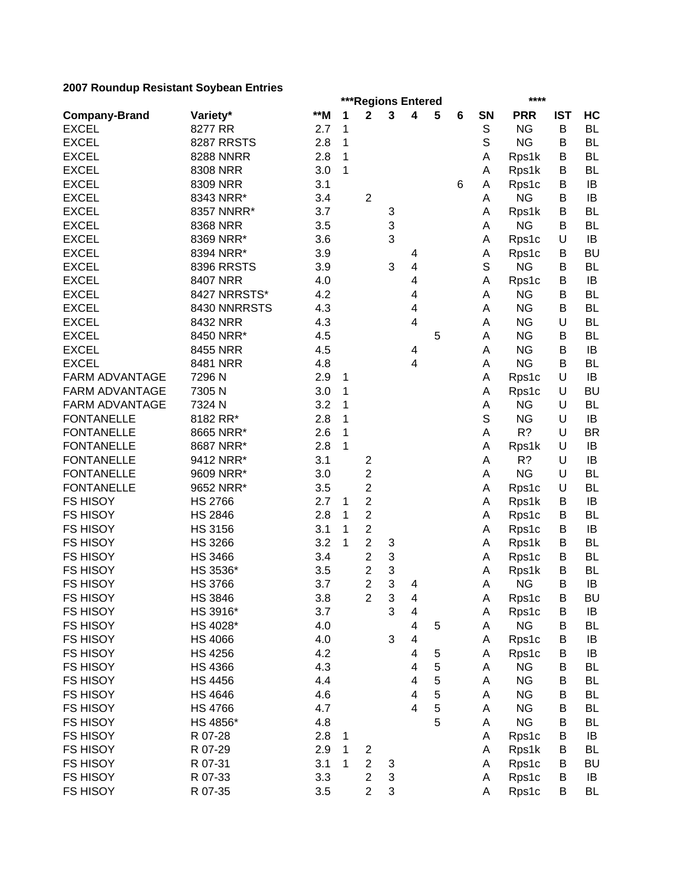**2007 Roundup Resistant Soybean Entries**

| | | | ***Regions Entered | | | | | | | **** | | |
|---|---|---|---|---|---|---|---|---|---|---|---|---|
| **Company-Brand** | **Variety*** | **\*\*M** | **1** | **2** | **3** | **4** | **5** | **6** | **SN** | **PRR** | **IST** | **HC** |
| EXCEL | 8277 RR | 2.7 | 1 | | | | | | S | NG | B | BL |
| EXCEL | 8287 RRSTS | 2.8 | 1 | | | | | | S | NG | B | BL |
| EXCEL | 8288 NNRR | 2.8 | 1 | | | | | | A | Rps1k | B | BL |
| EXCEL | 8308 NRR | 3.0 | 1 | | | | | | A | Rps1k | B | BL |
| EXCEL | 8309 NRR | 3.1 | | | | | | 6 | A | Rps1c | B | IB |
| EXCEL | 8343 NRR* | 3.4 | | 2 | | | | | A | NG | B | IB |
| EXCEL | 8357 NNRR* | 3.7 | | | 3 | | | | A | Rps1k | B | BL |
| EXCEL | 8368 NRR | 3.5 | | | 3 | | | | A | NG | B | BL |
| EXCEL | 8369 NRR* | 3.6 | | | 3 | | | | A | Rps1c | U | IB |
| EXCEL | 8394 NRR* | 3.9 | | | | 4 | | | A | Rps1c | B | BU |
| EXCEL | 8396 RRSTS | 3.9 | | | 3 | 4 | | | S | NG | B | BL |
| EXCEL | 8407 NRR | 4.0 | | | | 4 | | | A | Rps1c | B | IB |
| EXCEL | 8427 NRRSTS* | 4.2 | | | | 4 | | | A | NG | B | BL |
| EXCEL | 8430 NNRRSTS | 4.3 | | | | 4 | | | A | NG | B | BL |
| EXCEL | 8432 NRR | 4.3 | | | | 4 | | | A | NG | U | BL |
| EXCEL | 8450 NRR* | 4.5 | | | | | 5 | | A | NG | B | BL |
| EXCEL | 8455 NRR | 4.5 | | | | 4 | | | A | NG | B | IB |
| EXCEL | 8481 NRR | 4.8 | | | | 4 | | | A | NG | B | BL |
| FARM ADVANTAGE | 7296 N | 2.9 | 1 | | | | | | A | Rps1c | U | IB |
| FARM ADVANTAGE | 7305 N | 3.0 | 1 | | | | | | A | Rps1c | U | BU |
| FARM ADVANTAGE | 7324 N | 3.2 | 1 | | | | | | A | NG | U | BL |
| FONTANELLE | 8182 RR* | 2.8 | 1 | | | | | | S | NG | U | IB |
| FONTANELLE | 8665 NRR* | 2.6 | 1 | | | | | | A | R? | U | BR |
| FONTANELLE | 8687 NRR* | 2.8 | 1 | | | | | | A | Rps1k | U | IB |
| FONTANELLE | 9412 NRR* | 3.1 | | 2 | | | | | A | R? | U | IB |
| FONTANELLE | 9609 NRR* | 3.0 | | 2 | | | | | A | NG | U | BL |
| FONTANELLE | 9652 NRR* | 3.5 | | 2 | | | | | A | Rps1c | U | BL |
| FS HISOY | HS 2766 | 2.7 | 1 | 2 | | | | | A | Rps1k | B | IB |
| FS HISOY | HS 2846 | 2.8 | 1 | 2 | | | | | A | Rps1c | B | BL |
| FS HISOY | HS 3156 | 3.1 | 1 | 2 | | | | | A | Rps1c | B | IB |
| FS HISOY | HS 3266 | 3.2 | 1 | 2 | 3 | | | | A | Rps1k | B | BL |
| FS HISOY | HS 3466 | 3.4 | | 2 | 3 | | | | A | Rps1c | B | BL |
| FS HISOY | HS 3536* | 3.5 | | 2 | 3 | | | | A | Rps1k | B | BL |
| FS HISOY | HS 3766 | 3.7 | | 2 | 3 | 4 | | | A | NG | B | IB |
| FS HISOY | HS 3846 | 3.8 | | 2 | 3 | 4 | | | A | Rps1c | B | BU |
| FS HISOY | HS 3916* | 3.7 | | | 3 | 4 | | | A | Rps1c | B | IB |
| FS HISOY | HS 4028* | 4.0 | | | | 4 | 5 | | A | NG | B | BL |
| FS HISOY | HS 4066 | 4.0 | | | 3 | 4 | | | A | Rps1c | B | IB |
| FS HISOY | HS 4256 | 4.2 | | | | 4 | 5 | | A | Rps1c | B | IB |
| FS HISOY | HS 4366 | 4.3 | | | | 4 | 5 | | A | NG | B | BL |
| FS HISOY | HS 4456 | 4.4 | | | | 4 | 5 | | A | NG | B | BL |
| FS HISOY | HS 4646 | 4.6 | | | | 4 | 5 | | A | NG | B | BL |
| FS HISOY | HS 4766 | 4.7 | | | | 4 | 5 | | A | NG | B | BL |
| FS HISOY | HS 4856* | 4.8 | | | | | 5 | | A | NG | B | BL |
| FS HISOY | R 07-28 | 2.8 | 1 | | | | | | A | Rps1c | B | IB |
| FS HISOY | R 07-29 | 2.9 | 1 | 2 | | | | | A | Rps1k | B | BL |
| FS HISOY | R 07-31 | 3.1 | 1 | 2 | 3 | | | | A | Rps1c | B | BU |
| FS HISOY | R 07-33 | 3.3 | | 2 | 3 | | | | A | Rps1c | B | IB |
| FS HISOY | R 07-35 | 3.5 | | 2 | 3 | | | | A | Rps1c | B | BL |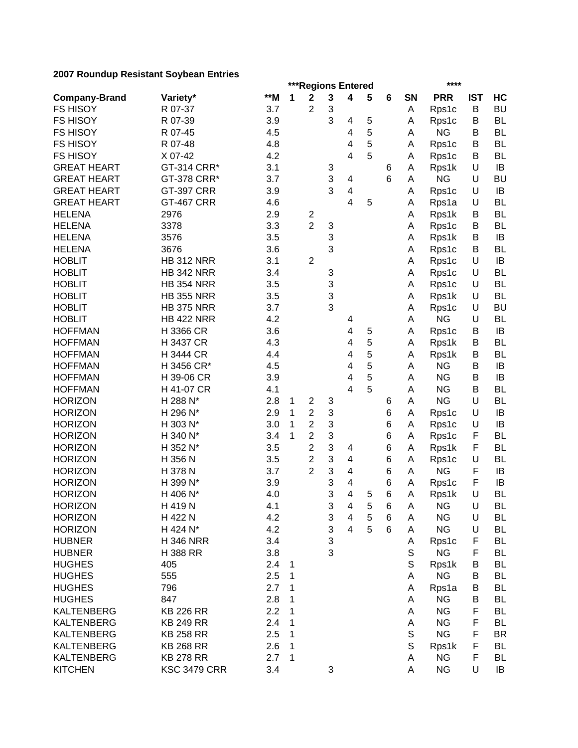**2007 Roundup Resistant Soybean Entries**

| | | | ***Regions Entered | | | | | | | **** | | |
|---|---|---|---|---|---|---|---|---|---|---|---|---|
| **Company-Brand** | **Variety*** | **M | **1** | **2** | **3** | **4** | **5** | **6** | **SN** | **PRR** | **IST** | **HC** |
| FS HISOY | R 07-37 | 3.7 | | 2 | 3 | | | | A | Rps1c | B | BU |
| FS HISOY | R 07-39 | 3.9 | | | 3 | 4 | 5 | | A | Rps1c | B | BL |
| FS HISOY | R 07-45 | 4.5 | | | | 4 | 5 | | A | NG | B | BL |
| FS HISOY | R 07-48 | 4.8 | | | | 4 | 5 | | A | Rps1c | B | BL |
| FS HISOY | X 07-42 | 4.2 | | | | 4 | 5 | | A | Rps1c | B | BL |
| GREAT HEART | GT-314 CRR* | 3.1 | | | 3 | | | 6 | A | Rps1k | U | IB |
| GREAT HEART | GT-378 CRR* | 3.7 | | | 3 | 4 | | 6 | A | NG | U | BU |
| GREAT HEART | GT-397 CRR | 3.9 | | | 3 | 4 | | | A | Rps1c | U | IB |
| GREAT HEART | GT-467 CRR | 4.6 | | | | 4 | 5 | | A | Rps1a | U | BL |
| HELENA | 2976 | 2.9 | | 2 | | | | | A | Rps1k | B | BL |
| HELENA | 3378 | 3.3 | | 2 | 3 | | | | A | Rps1c | B | BL |
| HELENA | 3576 | 3.5 | | | 3 | | | | A | Rps1k | B | IB |
| HELENA | 3676 | 3.6 | | | 3 | | | | A | Rps1c | B | BL |
| HOBLIT | HB 312 NRR | 3.1 | | 2 | | | | | A | Rps1c | U | IB |
| HOBLIT | HB 342 NRR | 3.4 | | | 3 | | | | A | Rps1c | U | BL |
| HOBLIT | HB 354 NRR | 3.5 | | | 3 | | | | A | Rps1c | U | BL |
| HOBLIT | HB 355 NRR | 3.5 | | | 3 | | | | A | Rps1k | U | BL |
| HOBLIT | HB 375 NRR | 3.7 | | | 3 | | | | A | Rps1c | U | BU |
| HOBLIT | HB 422 NRR | 4.2 | | | | 4 | | | A | NG | U | BL |
| HOFFMAN | H 3366 CR | 3.6 | | | | 4 | 5 | | A | Rps1c | B | IB |
| HOFFMAN | H 3437 CR | 4.3 | | | | 4 | 5 | | A | Rps1k | B | BL |
| HOFFMAN | H 3444 CR | 4.4 | | | | 4 | 5 | | A | Rps1k | B | BL |
| HOFFMAN | H 3456 CR* | 4.5 | | | | 4 | 5 | | A | NG | B | IB |
| HOFFMAN | H 39-06 CR | 3.9 | | | | 4 | 5 | | A | NG | B | IB |
| HOFFMAN | H 41-07 CR | 4.1 | | | | 4 | 5 | | A | NG | B | BL |
| HORIZON | H 288 N* | 2.8 | 1 | 2 | 3 | | | 6 | A | NG | U | BL |
| HORIZON | H 296 N* | 2.9 | 1 | 2 | 3 | | | 6 | A | Rps1c | U | IB |
| HORIZON | H 303 N* | 3.0 | 1 | 2 | 3 | | | 6 | A | Rps1c | U | IB |
| HORIZON | H 340 N* | 3.4 | 1 | 2 | 3 | | | 6 | A | Rps1c | F | BL |
| HORIZON | H 352 N* | 3.5 | | 2 | 3 | 4 | | 6 | A | Rps1k | F | BL |
| HORIZON | H 356 N | 3.5 | | 2 | 3 | 4 | | 6 | A | Rps1c | U | BL |
| HORIZON | H 378 N | 3.7 | | 2 | 3 | 4 | | 6 | A | NG | F | IB |
| HORIZON | H 399 N* | 3.9 | | | 3 | 4 | | 6 | A | Rps1c | F | IB |
| HORIZON | H 406 N* | 4.0 | | | 3 | 4 | 5 | 6 | A | Rps1k | U | BL |
| HORIZON | H 419 N | 4.1 | | | 3 | 4 | 5 | 6 | A | NG | U | BL |
| HORIZON | H 422 N | 4.2 | | | 3 | 4 | 5 | 6 | A | NG | U | BL |
| HORIZON | H 424 N* | 4.2 | | | 3 | 4 | 5 | 6 | A | NG | U | BL |
| HUBNER | H 346 NRR | 3.4 | | | 3 | | | | A | Rps1c | F | BL |
| HUBNER | H 388 RR | 3.8 | | | 3 | | | | S | NG | F | BL |
| HUGHES | 405 | 2.4 | 1 | | | | | | S | Rps1k | B | BL |
| HUGHES | 555 | 2.5 | 1 | | | | | | A | NG | B | BL |
| HUGHES | 796 | 2.7 | 1 | | | | | | A | Rps1a | B | BL |
| HUGHES | 847 | 2.8 | 1 | | | | | | A | NG | B | BL |
| KALTENBERG | KB 226 RR | 2.2 | 1 | | | | | | A | NG | F | BL |
| KALTENBERG | KB 249 RR | 2.4 | 1 | | | | | | A | NG | F | BL |
| KALTENBERG | KB 258 RR | 2.5 | 1 | | | | | | S | NG | F | BR |
| KALTENBERG | KB 268 RR | 2.6 | 1 | | | | | | S | Rps1k | F | BL |
| KALTENBERG | KB 278 RR | 2.7 | 1 | | | | | | A | NG | F | BL |
| KITCHEN | KSC 3479 CRR | 3.4 | | | 3 | | | | A | NG | U | IB |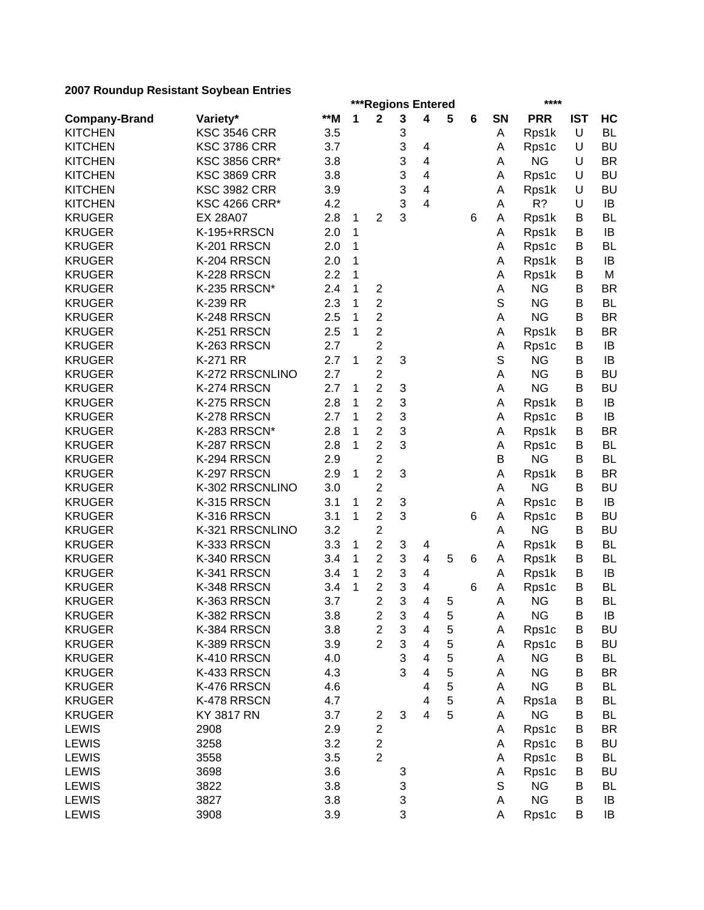**2007 Roundup Resistant Soybean Entries**

| Company-Brand | Variety* | **M | ***Regions Entered | | | | | | SN | **** PRR | IST | HC |
|---|---|---|---|---|---|---|---|---|---|---|---|---|
| | | | 1 | 2 | 3 | 4 | 5 | 6 | | | | |
| KITCHEN | KSC 3546 CRR | 3.5 | | | 3 | | | | A | Rps1k | U | BL |
| KITCHEN | KSC 3786 CRR | 3.7 | | | 3 | 4 | | | A | Rps1c | U | BU |
| KITCHEN | KSC 3856 CRR* | 3.8 | | | 3 | 4 | | | A | NG | U | BR |
| KITCHEN | KSC 3869 CRR | 3.8 | | | 3 | 4 | | | A | Rps1c | U | BU |
| KITCHEN | KSC 3982 CRR | 3.9 | | | 3 | 4 | | | A | Rps1k | U | BU |
| KITCHEN | KSC 4266 CRR* | 4.2 | | | 3 | 4 | | | A | R? | U | IB |
| KRUGER | EX 28A07 | 2.8 | 1 | 2 | 3 | | | 6 | A | Rps1k | B | BL |
| KRUGER | K-195+RRSCN | 2.0 | 1 | | | | | | A | Rps1k | B | IB |
| KRUGER | K-201 RRSCN | 2.0 | 1 | | | | | | A | Rps1c | B | BL |
| KRUGER | K-204 RRSCN | 2.0 | 1 | | | | | | A | Rps1k | B | IB |
| KRUGER | K-228 RRSCN | 2.2 | 1 | | | | | | A | Rps1k | B | M |
| KRUGER | K-235 RRSCN* | 2.4 | 1 | 2 | | | | | A | NG | B | BR |
| KRUGER | K-239 RR | 2.3 | 1 | 2 | | | | | S | NG | B | BL |
| KRUGER | K-248 RRSCN | 2.5 | 1 | 2 | | | | | A | NG | B | BR |
| KRUGER | K-251 RRSCN | 2.5 | 1 | 2 | | | | | A | Rps1k | B | BR |
| KRUGER | K-263 RRSCN | 2.7 | | 2 | | | | | A | Rps1c | B | IB |
| KRUGER | K-271 RR | 2.7 | 1 | 2 | 3 | | | | S | NG | B | IB |
| KRUGER | K-272 RRSCNLINO | 2.7 | | 2 | | | | | A | NG | B | BU |
| KRUGER | K-274 RRSCN | 2.7 | 1 | 2 | 3 | | | | A | NG | B | BU |
| KRUGER | K-275 RRSCN | 2.8 | 1 | 2 | 3 | | | | A | Rps1k | B | IB |
| KRUGER | K-278 RRSCN | 2.7 | 1 | 2 | 3 | | | | A | Rps1c | B | IB |
| KRUGER | K-283 RRSCN* | 2.8 | 1 | 2 | 3 | | | | A | Rps1k | B | BR |
| KRUGER | K-287 RRSCN | 2.8 | 1 | 2 | 3 | | | | A | Rps1c | B | BL |
| KRUGER | K-294 RRSCN | 2.9 | | 2 | | | | | B | NG | B | BL |
| KRUGER | K-297 RRSCN | 2.9 | 1 | 2 | 3 | | | | A | Rps1k | B | BR |
| KRUGER | K-302 RRSCNLINO | 3.0 | | 2 | | | | | A | NG | B | BU |
| KRUGER | K-315 RRSCN | 3.1 | 1 | 2 | 3 | | | | A | Rps1c | B | IB |
| KRUGER | K-316 RRSCN | 3.1 | 1 | 2 | 3 | | | 6 | A | Rps1c | B | BU |
| KRUGER | K-321 RRSCNLINO | 3.2 | | 2 | | | | | A | NG | B | BU |
| KRUGER | K-333 RRSCN | 3.3 | 1 | 2 | 3 | 4 | | | A | Rps1k | B | BL |
| KRUGER | K-340 RRSCN | 3.4 | 1 | 2 | 3 | 4 | 5 | 6 | A | Rps1k | B | BL |
| KRUGER | K-341 RRSCN | 3.4 | 1 | 2 | 3 | 4 | | | A | Rps1k | B | IB |
| KRUGER | K-348 RRSCN | 3.4 | 1 | 2 | 3 | 4 | | 6 | A | Rps1c | B | BL |
| KRUGER | K-363 RRSCN | 3.7 | | 2 | 3 | 4 | 5 | | A | NG | B | BL |
| KRUGER | K-382 RRSCN | 3.8 | | 2 | 3 | 4 | 5 | | A | NG | B | IB |
| KRUGER | K-384 RRSCN | 3.8 | | 2 | 3 | 4 | 5 | | A | Rps1c | B | BU |
| KRUGER | K-389 RRSCN | 3.9 | | 2 | 3 | 4 | 5 | | A | Rps1c | B | BU |
| KRUGER | K-410 RRSCN | 4.0 | | | 3 | 4 | 5 | | A | NG | B | BL |
| KRUGER | K-433 RRSCN | 4.3 | | | 3 | 4 | 5 | | A | NG | B | BR |
| KRUGER | K-476 RRSCN | 4.6 | | | | 4 | 5 | | A | NG | B | BL |
| KRUGER | K-478 RRSCN | 4.7 | | | | 4 | 5 | | A | Rps1a | B | BL |
| KRUGER | KY 3817 RN | 3.7 | | 2 | 3 | 4 | 5 | | A | NG | B | BL |
| LEWIS | 2908 | 2.9 | | 2 | | | | | A | Rps1c | B | BR |
| LEWIS | 3258 | 3.2 | | 2 | | | | | A | Rps1c | B | BU |
| LEWIS | 3558 | 3.5 | | 2 | | | | | A | Rps1c | B | BL |
| LEWIS | 3698 | 3.6 | | | 3 | | | | A | Rps1c | B | BU |
| LEWIS | 3822 | 3.8 | | | 3 | | | | S | NG | B | BL |
| LEWIS | 3827 | 3.8 | | | 3 | | | | A | NG | B | IB |
| LEWIS | 3908 | 3.9 | | | 3 | | | | A | Rps1c | B | IB |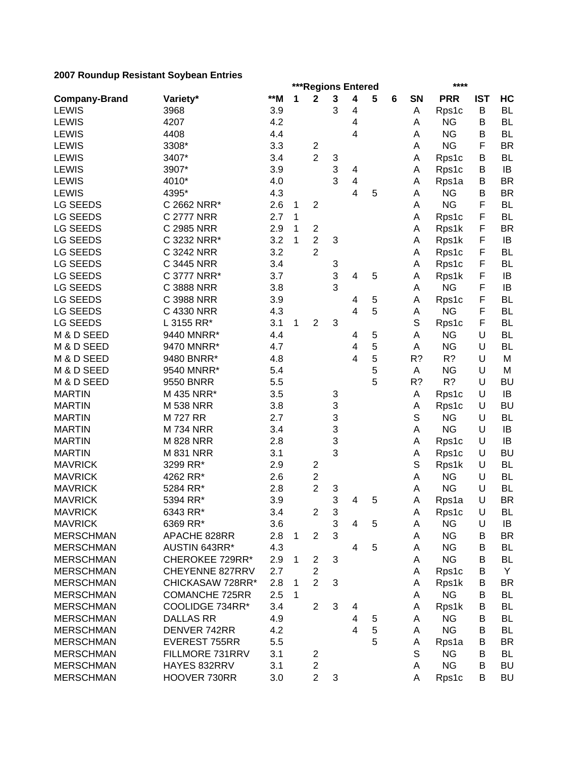**2007 Roundup Resistant Soybean Entries**

| Company-Brand | Variety* | **M | ***Regions Entered | | | | | | SN | **** PRR | IST | HC |
|---|---|---|---|---|---|---|---|---|---|---|---|---|
| | | | 1 | 2 | 3 | 4 | 5 | 6 | | | | |
| LEWIS | 3968 | 3.9 | | | 3 | 4 | | | A | Rps1c | B | BL |
| LEWIS | 4207 | 4.2 | | | | 4 | | | A | NG | B | BL |
| LEWIS | 4408 | 4.4 | | | | 4 | | | A | NG | B | BL |
| LEWIS | 3308* | 3.3 | | 2 | | | | | A | NG | F | BR |
| LEWIS | 3407* | 3.4 | | 2 | 3 | | | | A | Rps1c | B | BL |
| LEWIS | 3907* | 3.9 | | | 3 | 4 | | | A | Rps1c | B | IB |
| LEWIS | 4010* | 4.0 | | | 3 | 4 | | | A | Rps1a | B | BR |
| LEWIS | 4395* | 4.3 | | | | 4 | 5 | | A | NG | B | BR |
| LG SEEDS | C 2662 NRR* | 2.6 | 1 | 2 | | | | | A | NG | F | BL |
| LG SEEDS | C 2777 NRR | 2.7 | 1 | | | | | | A | Rps1c | F | BL |
| LG SEEDS | C 2985 NRR | 2.9 | 1 | 2 | | | | | A | Rps1k | F | BR |
| LG SEEDS | C 3232 NRR* | 3.2 | 1 | 2 | 3 | | | | A | Rps1k | F | IB |
| LG SEEDS | C 3242 NRR | 3.2 | | 2 | | | | | A | Rps1c | F | BL |
| LG SEEDS | C 3445 NRR | 3.4 | | | 3 | | | | A | Rps1c | F | BL |
| LG SEEDS | C 3777 NRR* | 3.7 | | | 3 | 4 | 5 | | A | Rps1k | F | IB |
| LG SEEDS | C 3888 NRR | 3.8 | | | 3 | | | | A | NG | F | IB |
| LG SEEDS | C 3988 NRR | 3.9 | | | | 4 | 5 | | A | Rps1c | F | BL |
| LG SEEDS | C 4330 NRR | 4.3 | | | | 4 | 5 | | A | NG | F | BL |
| LG SEEDS | L 3155 RR* | 3.1 | 1 | 2 | 3 | | | | S | Rps1c | F | BL |
| M & D SEED | 9440 MNRR* | 4.4 | | | | 4 | 5 | | A | NG | U | BL |
| M & D SEED | 9470 MNRR* | 4.7 | | | | 4 | 5 | | A | NG | U | BL |
| M & D SEED | 9480 BNRR* | 4.8 | | | | 4 | 5 | | R? | R? | U | M |
| M & D SEED | 9540 MNRR* | 5.4 | | | | | 5 | | A | NG | U | M |
| M & D SEED | 9550 BNRR | 5.5 | | | | | 5 | | R? | R? | U | BU |
| MARTIN | M 435 NRR* | 3.5 | | | 3 | | | | A | Rps1c | U | IB |
| MARTIN | M 538 NRR | 3.8 | | | 3 | | | | A | Rps1c | U | BU |
| MARTIN | M 727 RR | 2.7 | | | 3 | | | | S | NG | U | BL |
| MARTIN | M 734 NRR | 3.4 | | | 3 | | | | A | NG | U | IB |
| MARTIN | M 828 NRR | 2.8 | | | 3 | | | | A | Rps1c | U | IB |
| MARTIN | M 831 NRR | 3.1 | | | 3 | | | | A | Rps1c | U | BU |
| MAVRICK | 3299 RR* | 2.9 | | 2 | | | | | S | Rps1k | U | BL |
| MAVRICK | 4262 RR* | 2.6 | | 2 | | | | | A | NG | U | BL |
| MAVRICK | 5284 RR* | 2.8 | | 2 | 3 | | | | A | NG | U | BL |
| MAVRICK | 5394 RR* | 3.9 | | | 3 | 4 | 5 | | A | Rps1a | U | BR |
| MAVRICK | 6343 RR* | 3.4 | | 2 | 3 | | | | A | Rps1c | U | BL |
| MAVRICK | 6369 RR* | 3.6 | | | 3 | 4 | 5 | | A | NG | U | IB |
| MERSCHMAN | APACHE 828RR | 2.8 | 1 | 2 | 3 | | | | A | NG | B | BR |
| MERSCHMAN | AUSTIN 643RR* | 4.3 | | | | 4 | 5 | | A | NG | B | BL |
| MERSCHMAN | CHEROKEE 729RR* | 2.9 | 1 | 2 | 3 | | | | A | NG | B | BL |
| MERSCHMAN | CHEYENNE 827RRV | 2.7 | | 2 | | | | | A | Rps1c | B | Y |
| MERSCHMAN | CHICKASAW 728RR* | 2.8 | 1 | 2 | 3 | | | | A | Rps1k | B | BR |
| MERSCHMAN | COMANCHE 725RR | 2.5 | 1 | | | | | | A | NG | B | BL |
| MERSCHMAN | COOLIDGE 734RR* | 3.4 | | 2 | 3 | 4 | | | A | Rps1k | B | BL |
| MERSCHMAN | DALLAS RR | 4.9 | | | | 4 | 5 | | A | NG | B | BL |
| MERSCHMAN | DENVER 742RR | 4.2 | | | | 4 | 5 | | A | NG | B | BL |
| MERSCHMAN | EVEREST 755RR | 5.5 | | | | | 5 | | A | Rps1a | B | BR |
| MERSCHMAN | FILLMORE 731RRV | 3.1 | | 2 | | | | | S | NG | B | BL |
| MERSCHMAN | HAYES 832RRV | 3.1 | | 2 | | | | | A | NG | B | BU |
| MERSCHMAN | HOOVER 730RR | 3.0 | | 2 | 3 | | | | A | Rps1c | B | BU |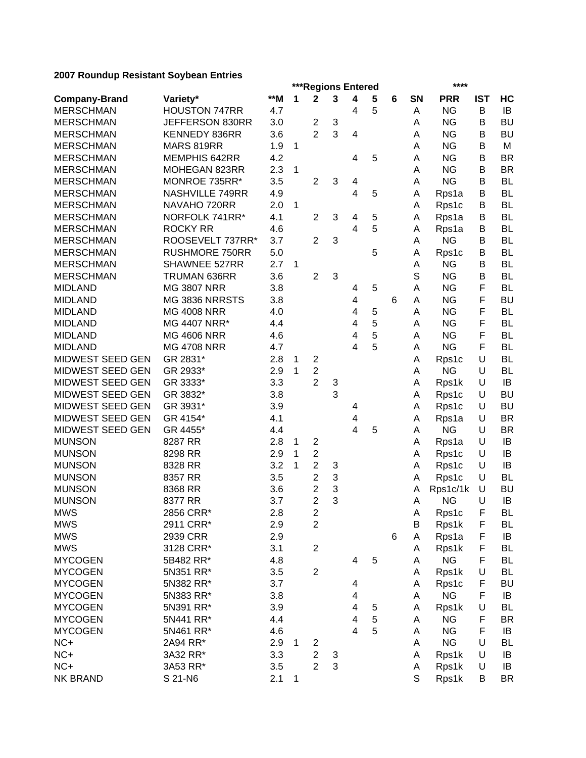**2007 Roundup Resistant Soybean Entries**

| | | | ***Regions Entered | | | | | | | **** | | |
|---|---|---|---|---|---|---|---|---|---|---|---|---|
| **Company-Brand** | **Variety*** | **M | **1** | **2** | **3** | **4** | **5** | **6** | **SN** | **PRR** | **IST** | **HC** |
| MERSCHMAN | HOUSTON 747RR | 4.7 | | | | 4 | 5 | | A | NG | B | IB |
| MERSCHMAN | JEFFERSON 830RR | 3.0 | | 2 | 3 | | | | A | NG | B | BU |
| MERSCHMAN | KENNEDY 836RR | 3.6 | | 2 | 3 | 4 | | | A | NG | B | BU |
| MERSCHMAN | MARS 819RR | 1.9 | 1 | | | | | | A | NG | B | M |
| MERSCHMAN | MEMPHIS 642RR | 4.2 | | | | 4 | 5 | | A | NG | B | BR |
| MERSCHMAN | MOHEGAN 823RR | 2.3 | 1 | | | | | | A | NG | B | BR |
| MERSCHMAN | MONROE 735RR* | 3.5 | | 2 | 3 | 4 | | | A | NG | B | BL |
| MERSCHMAN | NASHVILLE 749RR | 4.9 | | | | 4 | 5 | | A | Rps1a | B | BL |
| MERSCHMAN | NAVAHO 720RR | 2.0 | 1 | | | | | | A | Rps1c | B | BL |
| MERSCHMAN | NORFOLK 741RR* | 4.1 | | 2 | 3 | 4 | 5 | | A | Rps1a | B | BL |
| MERSCHMAN | ROCKY RR | 4.6 | | | | 4 | 5 | | A | Rps1a | B | BL |
| MERSCHMAN | ROOSEVELT 737RR* | 3.7 | | 2 | 3 | | | | A | NG | B | BL |
| MERSCHMAN | RUSHMORE 750RR | 5.0 | | | | | 5 | | A | Rps1c | B | BL |
| MERSCHMAN | SHAWNEE 527RR | 2.7 | 1 | | | | | | A | NG | B | BL |
| MERSCHMAN | TRUMAN 636RR | 3.6 | | 2 | 3 | | | | S | NG | B | BL |
| MIDLAND | MG 3807 NRR | 3.8 | | | | 4 | 5 | | A | NG | F | BL |
| MIDLAND | MG 3836 NRRSTS | 3.8 | | | | 4 | | 6 | A | NG | F | BU |
| MIDLAND | MG 4008 NRR | 4.0 | | | | 4 | 5 | | A | NG | F | BL |
| MIDLAND | MG 4407 NRR* | 4.4 | | | | 4 | 5 | | A | NG | F | BL |
| MIDLAND | MG 4606 NRR | 4.6 | | | | 4 | 5 | | A | NG | F | BL |
| MIDLAND | MG 4708 NRR | 4.7 | | | | 4 | 5 | | A | NG | F | BL |
| MIDWEST SEED GEN | GR 2831* | 2.8 | 1 | 2 | | | | | A | Rps1c | U | BL |
| MIDWEST SEED GEN | GR 2933* | 2.9 | 1 | 2 | | | | | A | NG | U | BL |
| MIDWEST SEED GEN | GR 3333* | 3.3 | | 2 | 3 | | | | A | Rps1k | U | IB |
| MIDWEST SEED GEN | GR 3832* | 3.8 | | | 3 | | | | A | Rps1c | U | BU |
| MIDWEST SEED GEN | GR 3931* | 3.9 | | | | 4 | | | A | Rps1c | U | BU |
| MIDWEST SEED GEN | GR 4154* | 4.1 | | | | 4 | | | A | Rps1a | U | BR |
| MIDWEST SEED GEN | GR 4455* | 4.4 | | | | 4 | 5 | | A | NG | U | BR |
| MUNSON | 8287 RR | 2.8 | 1 | 2 | | | | | A | Rps1a | U | IB |
| MUNSON | 8298 RR | 2.9 | 1 | 2 | | | | | A | Rps1c | U | IB |
| MUNSON | 8328 RR | 3.2 | 1 | 2 | 3 | | | | A | Rps1c | U | IB |
| MUNSON | 8357 RR | 3.5 | | 2 | 3 | | | | A | Rps1c | U | BL |
| MUNSON | 8368 RR | 3.6 | | 2 | 3 | | | | A | Rps1c/1k | U | BU |
| MUNSON | 8377 RR | 3.7 | | 2 | 3 | | | | A | NG | U | IB |
| MWS | 2856 CRR* | 2.8 | | 2 | | | | | A | Rps1c | F | BL |
| MWS | 2911 CRR* | 2.9 | | 2 | | | | | B | Rps1k | F | BL |
| MWS | 2939 CRR | 2.9 | | | | | | 6 | A | Rps1a | F | IB |
| MWS | 3128 CRR* | 3.1 | | 2 | | | | | A | Rps1k | F | BL |
| MYCOGEN | 5B482 RR* | 4.8 | | | | 4 | 5 | | A | NG | F | BL |
| MYCOGEN | 5N351 RR* | 3.5 | | 2 | | | | | A | Rps1k | U | BL |
| MYCOGEN | 5N382 RR* | 3.7 | | | | 4 | | | A | Rps1c | F | BU |
| MYCOGEN | 5N383 RR* | 3.8 | | | | 4 | | | A | NG | F | IB |
| MYCOGEN | 5N391 RR* | 3.9 | | | | 4 | 5 | | A | Rps1k | U | BL |
| MYCOGEN | 5N441 RR* | 4.4 | | | | 4 | 5 | | A | NG | F | BR |
| MYCOGEN | 5N461 RR* | 4.6 | | | | 4 | 5 | | A | NG | F | IB |
| NC+ | 2A94 RR* | 2.9 | 1 | 2 | | | | | A | NG | U | BL |
| NC+ | 3A32 RR* | 3.3 | | 2 | 3 | | | | A | Rps1k | U | IB |
| NC+ | 3A53 RR* | 3.5 | | 2 | 3 | | | | A | Rps1k | U | IB |
| NK BRAND | S 21-N6 | 2.1 | 1 | | | | | | S | Rps1k | B | BR |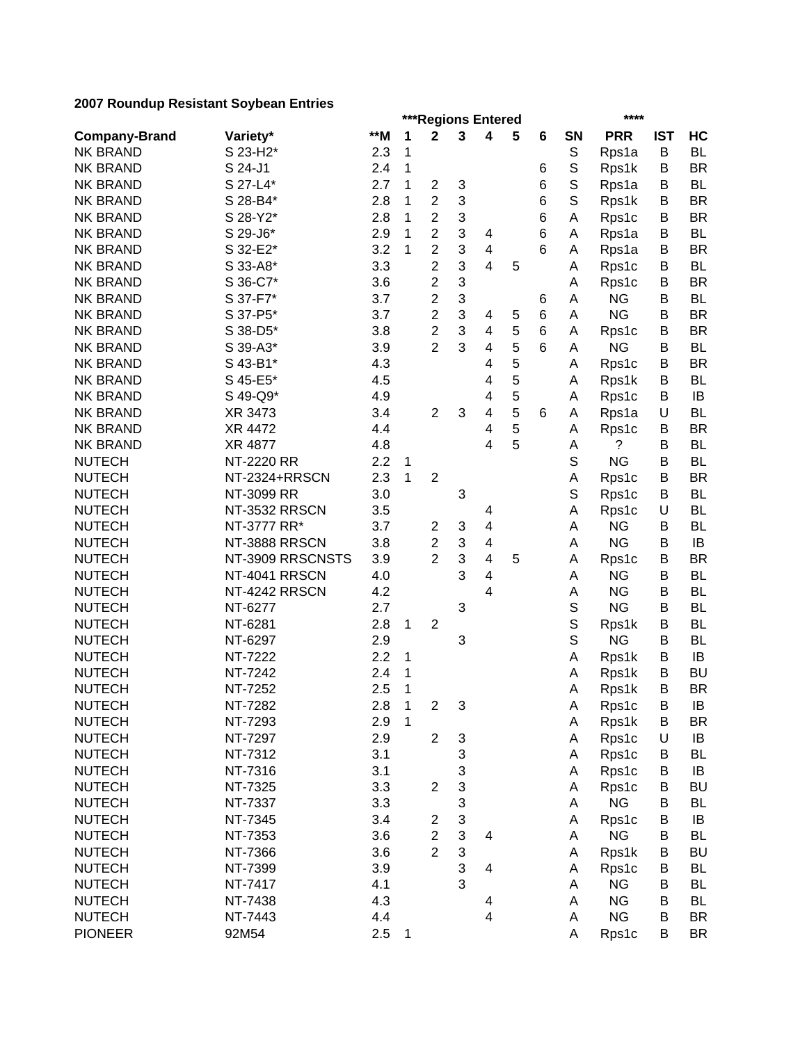**2007 Roundup Resistant Soybean Entries**

| | | | ***Regions Entered | | | | | | | **** | | |
|---|---|---|---|---|---|---|---|---|---|---|---|---|
| **Company-Brand** | **Variety*** | **\*\*M** | **1** | **2** | **3** | **4** | **5** | **6** | **SN** | **PRR** | **IST** | **HC** |
| NK BRAND | S 23-H2* | 2.3 | 1 | | | | | | S | Rps1a | B | BL |
| NK BRAND | S 24-J1 | 2.4 | 1 | | | | | 6 | S | Rps1k | B | BR |
| NK BRAND | S 27-L4* | 2.7 | 1 | 2 | 3 | | | 6 | S | Rps1a | B | BL |
| NK BRAND | S 28-B4* | 2.8 | 1 | 2 | 3 | | | 6 | S | Rps1k | B | BR |
| NK BRAND | S 28-Y2* | 2.8 | 1 | 2 | 3 | | | 6 | A | Rps1c | B | BR |
| NK BRAND | S 29-J6* | 2.9 | 1 | 2 | 3 | 4 | | 6 | A | Rps1a | B | BL |
| NK BRAND | S 32-E2* | 3.2 | 1 | 2 | 3 | 4 | | 6 | A | Rps1a | B | BR |
| NK BRAND | S 33-A8* | 3.3 | | 2 | 3 | 4 | 5 | | A | Rps1c | B | BL |
| NK BRAND | S 36-C7* | 3.6 | | 2 | 3 | | | | A | Rps1c | B | BR |
| NK BRAND | S 37-F7* | 3.7 | | 2 | 3 | | | 6 | A | NG | B | BL |
| NK BRAND | S 37-P5* | 3.7 | | 2 | 3 | 4 | 5 | 6 | A | NG | B | BR |
| NK BRAND | S 38-D5* | 3.8 | | 2 | 3 | 4 | 5 | 6 | A | Rps1c | B | BR |
| NK BRAND | S 39-A3* | 3.9 | | 2 | 3 | 4 | 5 | 6 | A | NG | B | BL |
| NK BRAND | S 43-B1* | 4.3 | | | | 4 | 5 | | A | Rps1c | B | BR |
| NK BRAND | S 45-E5* | 4.5 | | | | 4 | 5 | | A | Rps1k | B | BL |
| NK BRAND | S 49-Q9* | 4.9 | | | | 4 | 5 | | A | Rps1c | B | IB |
| NK BRAND | XR 3473 | 3.4 | | 2 | 3 | 4 | 5 | 6 | A | Rps1a | U | BL |
| NK BRAND | XR 4472 | 4.4 | | | | 4 | 5 | | A | Rps1c | B | BR |
| NK BRAND | XR 4877 | 4.8 | | | | 4 | 5 | | A | ? | B | BL |
| NUTECH | NT-2220 RR | 2.2 | 1 | | | | | | S | NG | B | BL |
| NUTECH | NT-2324+RRSCN | 2.3 | 1 | 2 | | | | | A | Rps1c | B | BR |
| NUTECH | NT-3099 RR | 3.0 | | | 3 | | | | S | Rps1c | B | BL |
| NUTECH | NT-3532 RRSCN | 3.5 | | | | 4 | | | A | Rps1c | U | BL |
| NUTECH | NT-3777 RR* | 3.7 | | 2 | 3 | 4 | | | A | NG | B | BL |
| NUTECH | NT-3888 RRSCN | 3.8 | | 2 | 3 | 4 | | | A | NG | B | IB |
| NUTECH | NT-3909 RRSCNSTS | 3.9 | | 2 | 3 | 4 | 5 | | A | Rps1c | B | BR |
| NUTECH | NT-4041 RRSCN | 4.0 | | | 3 | 4 | | | A | NG | B | BL |
| NUTECH | NT-4242 RRSCN | 4.2 | | | | 4 | | | A | NG | B | BL |
| NUTECH | NT-6277 | 2.7 | | | 3 | | | | S | NG | B | BL |
| NUTECH | NT-6281 | 2.8 | 1 | 2 | | | | | S | Rps1k | B | BL |
| NUTECH | NT-6297 | 2.9 | | | 3 | | | | S | NG | B | BL |
| NUTECH | NT-7222 | 2.2 | 1 | | | | | | A | Rps1k | B | IB |
| NUTECH | NT-7242 | 2.4 | 1 | | | | | | A | Rps1k | B | BU |
| NUTECH | NT-7252 | 2.5 | 1 | | | | | | A | Rps1k | B | BR |
| NUTECH | NT-7282 | 2.8 | 1 | 2 | 3 | | | | A | Rps1c | B | IB |
| NUTECH | NT-7293 | 2.9 | 1 | | | | | | A | Rps1k | B | BR |
| NUTECH | NT-7297 | 2.9 | | 2 | 3 | | | | A | Rps1c | U | IB |
| NUTECH | NT-7312 | 3.1 | | | 3 | | | | A | Rps1c | B | BL |
| NUTECH | NT-7316 | 3.1 | | | 3 | | | | A | Rps1c | B | IB |
| NUTECH | NT-7325 | 3.3 | | 2 | 3 | | | | A | Rps1c | B | BU |
| NUTECH | NT-7337 | 3.3 | | | 3 | | | | A | NG | B | BL |
| NUTECH | NT-7345 | 3.4 | | 2 | 3 | | | | A | Rps1c | B | IB |
| NUTECH | NT-7353 | 3.6 | | 2 | 3 | 4 | | | A | NG | B | BL |
| NUTECH | NT-7366 | 3.6 | | 2 | 3 | | | | A | Rps1k | B | BU |
| NUTECH | NT-7399 | 3.9 | | | 3 | 4 | | | A | Rps1c | B | BL |
| NUTECH | NT-7417 | 4.1 | | | 3 | | | | A | NG | B | BL |
| NUTECH | NT-7438 | 4.3 | | | | 4 | | | A | NG | B | BL |
| NUTECH | NT-7443 | 4.4 | | | | 4 | | | A | NG | B | BR |
| PIONEER | 92M54 | 2.5 | 1 | | | | | | A | Rps1c | B | BR |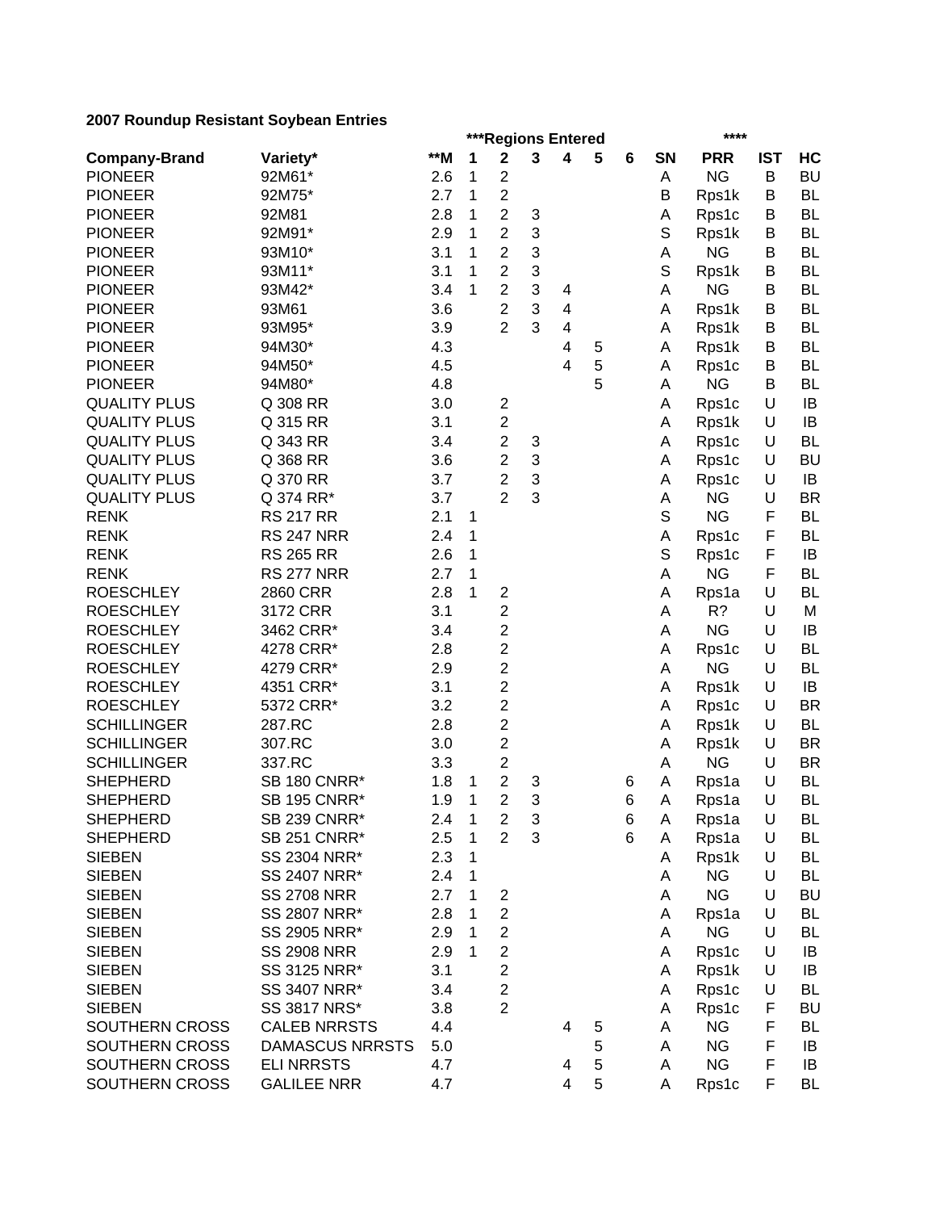**2007 Roundup Resistant Soybean Entries**

| Company-Brand | Variety* | **M | ***Regions Entered 1 | 2 | 3 | 4 | 5 | 6 | SN | **** PRR | IST | HC |
|---|---|---|---|---|---|---|---|---|---|---|---|---|
| PIONEER | 92M61* | 2.6 | 1 | 2 | | | | | A | NG | B | BU |
| PIONEER | 92M75* | 2.7 | 1 | 2 | | | | | B | Rps1k | B | BL |
| PIONEER | 92M81 | 2.8 | 1 | 2 | 3 | | | | A | Rps1c | B | BL |
| PIONEER | 92M91* | 2.9 | 1 | 2 | 3 | | | | S | Rps1k | B | BL |
| PIONEER | 93M10* | 3.1 | 1 | 2 | 3 | | | | A | NG | B | BL |
| PIONEER | 93M11* | 3.1 | 1 | 2 | 3 | | | | S | Rps1k | B | BL |
| PIONEER | 93M42* | 3.4 | 1 | 2 | 3 | 4 | | | A | NG | B | BL |
| PIONEER | 93M61 | 3.6 | | 2 | 3 | 4 | | | A | Rps1k | B | BL |
| PIONEER | 93M95* | 3.9 | | 2 | 3 | 4 | | | A | Rps1k | B | BL |
| PIONEER | 94M30* | 4.3 | | | | 4 | 5 | | A | Rps1k | B | BL |
| PIONEER | 94M50* | 4.5 | | | | 4 | 5 | | A | Rps1c | B | BL |
| PIONEER | 94M80* | 4.8 | | | | | 5 | | A | NG | B | BL |
| QUALITY PLUS | Q 308 RR | 3.0 | | 2 | | | | | A | Rps1c | U | IB |
| QUALITY PLUS | Q 315 RR | 3.1 | | 2 | | | | | A | Rps1k | U | IB |
| QUALITY PLUS | Q 343 RR | 3.4 | | 2 | 3 | | | | A | Rps1c | U | BL |
| QUALITY PLUS | Q 368 RR | 3.6 | | 2 | 3 | | | | A | Rps1c | U | BU |
| QUALITY PLUS | Q 370 RR | 3.7 | | 2 | 3 | | | | A | Rps1c | U | IB |
| QUALITY PLUS | Q 374 RR* | 3.7 | | 2 | 3 | | | | A | NG | U | BR |
| RENK | RS 217 RR | 2.1 | 1 | | | | | | S | NG | F | BL |
| RENK | RS 247 NRR | 2.4 | 1 | | | | | | A | Rps1c | F | BL |
| RENK | RS 265 RR | 2.6 | 1 | | | | | | S | Rps1c | F | IB |
| RENK | RS 277 NRR | 2.7 | 1 | | | | | | A | NG | F | BL |
| ROESCHLEY | 2860 CRR | 2.8 | 1 | 2 | | | | | A | Rps1a | U | BL |
| ROESCHLEY | 3172 CRR | 3.1 | | 2 | | | | | A | R? | U | M |
| ROESCHLEY | 3462 CRR* | 3.4 | | 2 | | | | | A | NG | U | IB |
| ROESCHLEY | 4278 CRR* | 2.8 | | 2 | | | | | A | Rps1c | U | BL |
| ROESCHLEY | 4279 CRR* | 2.9 | | 2 | | | | | A | NG | U | BL |
| ROESCHLEY | 4351 CRR* | 3.1 | | 2 | | | | | A | Rps1k | U | IB |
| ROESCHLEY | 5372 CRR* | 3.2 | | 2 | | | | | A | Rps1c | U | BR |
| SCHILLINGER | 287.RC | 2.8 | | 2 | | | | | A | Rps1k | U | BL |
| SCHILLINGER | 307.RC | 3.0 | | 2 | | | | | A | Rps1k | U | BR |
| SCHILLINGER | 337.RC | 3.3 | | 2 | | | | | A | NG | U | BR |
| SHEPHERD | SB 180 CNRR* | 1.8 | 1 | 2 | 3 | | | 6 | A | Rps1a | U | BL |
| SHEPHERD | SB 195 CNRR* | 1.9 | 1 | 2 | 3 | | | 6 | A | Rps1a | U | BL |
| SHEPHERD | SB 239 CNRR* | 2.4 | 1 | 2 | 3 | | | 6 | A | Rps1a | U | BL |
| SHEPHERD | SB 251 CNRR* | 2.5 | 1 | 2 | 3 | | | 6 | A | Rps1a | U | BL |
| SIEBEN | SS 2304 NRR* | 2.3 | 1 | | | | | | A | Rps1k | U | BL |
| SIEBEN | SS 2407 NRR* | 2.4 | 1 | | | | | | A | NG | U | BL |
| SIEBEN | SS 2708 NRR | 2.7 | 1 | 2 | | | | | A | NG | U | BU |
| SIEBEN | SS 2807 NRR* | 2.8 | 1 | 2 | | | | | A | Rps1a | U | BL |
| SIEBEN | SS 2905 NRR* | 2.9 | 1 | 2 | | | | | A | NG | U | BL |
| SIEBEN | SS 2908 NRR | 2.9 | 1 | 2 | | | | | A | Rps1c | U | IB |
| SIEBEN | SS 3125 NRR* | 3.1 | | 2 | | | | | A | Rps1k | U | IB |
| SIEBEN | SS 3407 NRR* | 3.4 | | 2 | | | | | A | Rps1c | U | BL |
| SIEBEN | SS 3817 NRS* | 3.8 | | 2 | | | | | A | Rps1c | F | BU |
| SOUTHERN CROSS | CALEB NRRSTS | 4.4 | | | | 4 | 5 | | A | NG | F | BL |
| SOUTHERN CROSS | DAMASCUS NRRSTS | 5.0 | | | | | 5 | | A | NG | F | IB |
| SOUTHERN CROSS | ELI NRRSTS | 4.7 | | | | 4 | 5 | | A | NG | F | IB |
| SOUTHERN CROSS | GALILEE NRR | 4.7 | | | | 4 | 5 | | A | Rps1c | F | BL |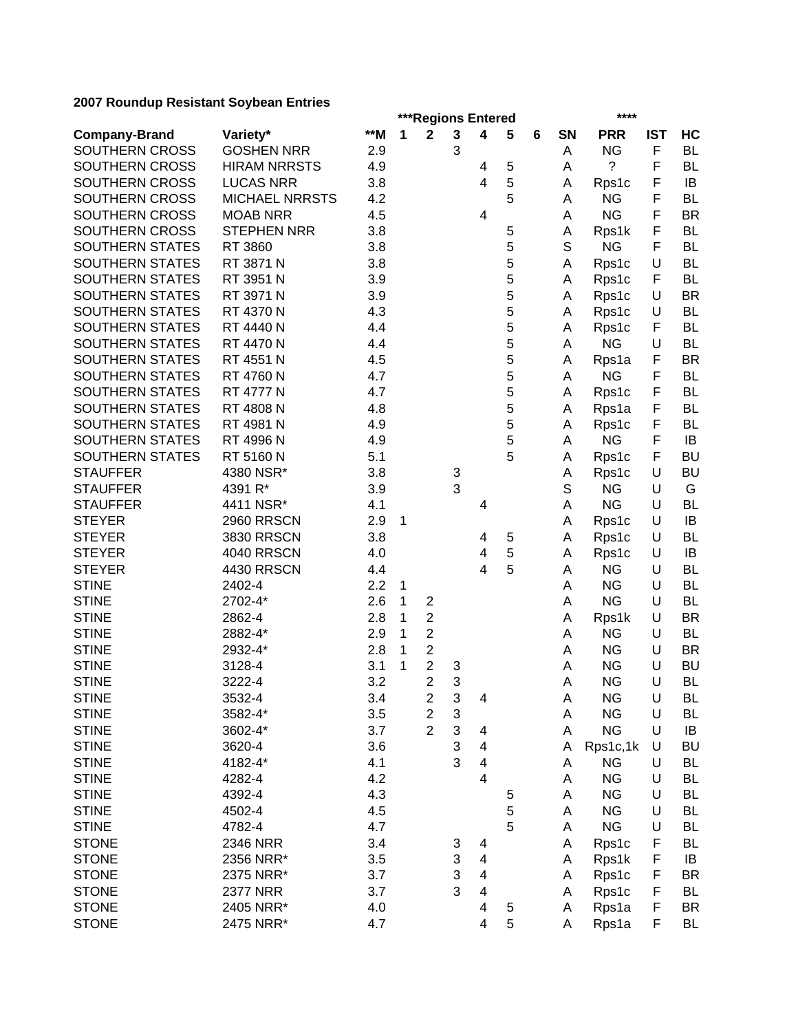**2007 Roundup Resistant Soybean Entries**

| Company-Brand | Variety* | **M | ***Regions Entered 1 | 2 | 3 | 4 | 5 | 6 | SN | **** PRR | IST | HC |
|---|---|---|---|---|---|---|---|---|---|---|---|---|
| SOUTHERN CROSS | GOSHEN NRR | 2.9 | | | 3 | | | | A | NG | F | BL |
| SOUTHERN CROSS | HIRAM NRRSTS | 4.9 | | | | 4 | 5 | | A | ? | F | BL |
| SOUTHERN CROSS | LUCAS NRR | 3.8 | | | | 4 | 5 | | A | Rps1c | F | IB |
| SOUTHERN CROSS | MICHAEL NRRSTS | 4.2 | | | | | 5 | | A | NG | F | BL |
| SOUTHERN CROSS | MOAB NRR | 4.5 | | | | 4 | | | A | NG | F | BR |
| SOUTHERN CROSS | STEPHEN NRR | 3.8 | | | | | 5 | | A | Rps1k | F | BL |
| SOUTHERN STATES | RT 3860 | 3.8 | | | | | 5 | | S | NG | F | BL |
| SOUTHERN STATES | RT 3871 N | 3.8 | | | | | 5 | | A | Rps1c | U | BL |
| SOUTHERN STATES | RT 3951 N | 3.9 | | | | | 5 | | A | Rps1c | F | BL |
| SOUTHERN STATES | RT 3971 N | 3.9 | | | | | 5 | | A | Rps1c | U | BR |
| SOUTHERN STATES | RT 4370 N | 4.3 | | | | | 5 | | A | Rps1c | U | BL |
| SOUTHERN STATES | RT 4440 N | 4.4 | | | | | 5 | | A | Rps1c | F | BL |
| SOUTHERN STATES | RT 4470 N | 4.4 | | | | | 5 | | A | NG | U | BL |
| SOUTHERN STATES | RT 4551 N | 4.5 | | | | | 5 | | A | Rps1a | F | BR |
| SOUTHERN STATES | RT 4760 N | 4.7 | | | | | 5 | | A | NG | F | BL |
| SOUTHERN STATES | RT 4777 N | 4.7 | | | | | 5 | | A | Rps1c | F | BL |
| SOUTHERN STATES | RT 4808 N | 4.8 | | | | | 5 | | A | Rps1a | F | BL |
| SOUTHERN STATES | RT 4981 N | 4.9 | | | | | 5 | | A | Rps1c | F | BL |
| SOUTHERN STATES | RT 4996 N | 4.9 | | | | | 5 | | A | NG | F | IB |
| SOUTHERN STATES | RT 5160 N | 5.1 | | | | | 5 | | A | Rps1c | F | BU |
| STAUFFER | 4380 NSR* | 3.8 | | | 3 | | | | A | Rps1c | U | BU |
| STAUFFER | 4391 R* | 3.9 | | | 3 | | | | S | NG | U | G |
| STAUFFER | 4411 NSR* | 4.1 | | | | 4 | | | A | NG | U | BL |
| STEYER | 2960 RRSCN | 2.9 | 1 | | | | | | A | Rps1c | U | IB |
| STEYER | 3830 RRSCN | 3.8 | | | | 4 | 5 | | A | Rps1c | U | BL |
| STEYER | 4040 RRSCN | 4.0 | | | | 4 | 5 | | A | Rps1c | U | IB |
| STEYER | 4430 RRSCN | 4.4 | | | | 4 | 5 | | A | NG | U | BL |
| STINE | 2402-4 | 2.2 | 1 | | | | | | A | NG | U | BL |
| STINE | 2702-4* | 2.6 | 1 | 2 | | | | | A | NG | U | BL |
| STINE | 2862-4 | 2.8 | 1 | 2 | | | | | A | Rps1k | U | BR |
| STINE | 2882-4* | 2.9 | 1 | 2 | | | | | A | NG | U | BL |
| STINE | 2932-4* | 2.8 | 1 | 2 | | | | | A | NG | U | BR |
| STINE | 3128-4 | 3.1 | 1 | 2 | 3 | | | | A | NG | U | BU |
| STINE | 3222-4 | 3.2 | | 2 | 3 | | | | A | NG | U | BL |
| STINE | 3532-4 | 3.4 | | 2 | 3 | 4 | | | A | NG | U | BL |
| STINE | 3582-4* | 3.5 | | 2 | 3 | | | | A | NG | U | BL |
| STINE | 3602-4* | 3.7 | | 2 | 3 | 4 | | | A | NG | U | IB |
| STINE | 3620-4 | 3.6 | | | 3 | 4 | | | A | Rps1c,1k | U | BU |
| STINE | 4182-4* | 4.1 | | | 3 | 4 | | | A | NG | U | BL |
| STINE | 4282-4 | 4.2 | | | | 4 | | | A | NG | U | BL |
| STINE | 4392-4 | 4.3 | | | | | 5 | | A | NG | U | BL |
| STINE | 4502-4 | 4.5 | | | | | 5 | | A | NG | U | BL |
| STINE | 4782-4 | 4.7 | | | | | 5 | | A | NG | U | BL |
| STONE | 2346 NRR | 3.4 | | | 3 | 4 | | | A | Rps1c | F | BL |
| STONE | 2356 NRR* | 3.5 | | | 3 | 4 | | | A | Rps1k | F | IB |
| STONE | 2375 NRR* | 3.7 | | | 3 | 4 | | | A | Rps1c | F | BR |
| STONE | 2377 NRR | 3.7 | | | 3 | 4 | | | A | Rps1c | F | BL |
| STONE | 2405 NRR* | 4.0 | | | | 4 | 5 | | A | Rps1a | F | BR |
| STONE | 2475 NRR* | 4.7 | | | | 4 | 5 | | A | Rps1a | F | BL |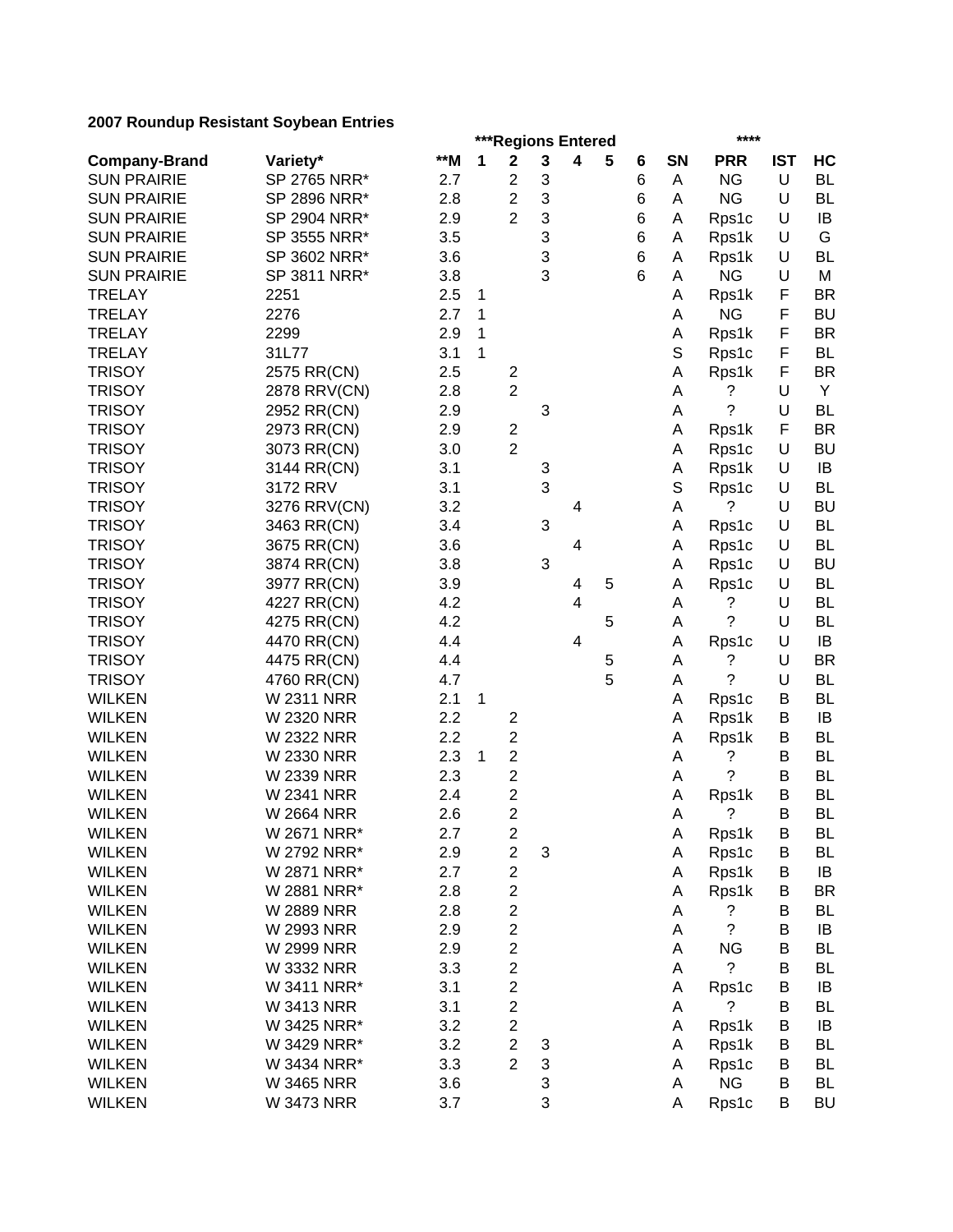**2007 Roundup Resistant Soybean Entries**

| | | | ***Regions Entered | | | | | | | **** | | |
|---|---|---|---|---|---|---|---|---|---|---|---|---|
| **Company-Brand** | **Variety*** | **\*\*M** | **1** | **2** | **3** | **4** | **5** | **6** | **SN** | **PRR** | **IST** | **HC** |
| SUN PRAIRIE | SP 2765 NRR* | 2.7 | | 2 | 3 | | | 6 | A | NG | U | BL |
| SUN PRAIRIE | SP 2896 NRR* | 2.8 | | 2 | 3 | | | 6 | A | NG | U | BL |
| SUN PRAIRIE | SP 2904 NRR* | 2.9 | | 2 | 3 | | | 6 | A | Rps1c | U | IB |
| SUN PRAIRIE | SP 3555 NRR* | 3.5 | | | 3 | | | 6 | A | Rps1k | U | G |
| SUN PRAIRIE | SP 3602 NRR* | 3.6 | | | 3 | | | 6 | A | Rps1k | U | BL |
| SUN PRAIRIE | SP 3811 NRR* | 3.8 | | | 3 | | | 6 | A | NG | U | M |
| TRELAY | 2251 | 2.5 | 1 | | | | | | A | Rps1k | F | BR |
| TRELAY | 2276 | 2.7 | 1 | | | | | | A | NG | F | BU |
| TRELAY | 2299 | 2.9 | 1 | | | | | | A | Rps1k | F | BR |
| TRELAY | 31L77 | 3.1 | 1 | | | | | | S | Rps1c | F | BL |
| TRISOY | 2575 RR(CN) | 2.5 | | 2 | | | | | A | Rps1k | F | BR |
| TRISOY | 2878 RRV(CN) | 2.8 | | 2 | | | | | A | ? | U | Y |
| TRISOY | 2952 RR(CN) | 2.9 | | | 3 | | | | A | ? | U | BL |
| TRISOY | 2973 RR(CN) | 2.9 | | 2 | | | | | A | Rps1k | F | BR |
| TRISOY | 3073 RR(CN) | 3.0 | | 2 | | | | | A | Rps1c | U | BU |
| TRISOY | 3144 RR(CN) | 3.1 | | | 3 | | | | A | Rps1k | U | IB |
| TRISOY | 3172 RRV | 3.1 | | | 3 | | | | S | Rps1c | U | BL |
| TRISOY | 3276 RRV(CN) | 3.2 | | | | 4 | | | A | ? | U | BU |
| TRISOY | 3463 RR(CN) | 3.4 | | | 3 | | | | A | Rps1c | U | BL |
| TRISOY | 3675 RR(CN) | 3.6 | | | | 4 | | | A | Rps1c | U | BL |
| TRISOY | 3874 RR(CN) | 3.8 | | | 3 | | | | A | Rps1c | U | BU |
| TRISOY | 3977 RR(CN) | 3.9 | | | | 4 | 5 | | A | Rps1c | U | BL |
| TRISOY | 4227 RR(CN) | 4.2 | | | | 4 | | | A | ? | U | BL |
| TRISOY | 4275 RR(CN) | 4.2 | | | | | 5 | | A | ? | U | BL |
| TRISOY | 4470 RR(CN) | 4.4 | | | | 4 | | | A | Rps1c | U | IB |
| TRISOY | 4475 RR(CN) | 4.4 | | | | | 5 | | A | ? | U | BR |
| TRISOY | 4760 RR(CN) | 4.7 | | | | | 5 | | A | ? | U | BL |
| WILKEN | W 2311 NRR | 2.1 | 1 | | | | | | A | Rps1c | B | BL |
| WILKEN | W 2320 NRR | 2.2 | | 2 | | | | | A | Rps1k | B | IB |
| WILKEN | W 2322 NRR | 2.2 | | 2 | | | | | A | Rps1k | B | BL |
| WILKEN | W 2330 NRR | 2.3 | 1 | 2 | | | | | A | ? | B | BL |
| WILKEN | W 2339 NRR | 2.3 | | 2 | | | | | A | ? | B | BL |
| WILKEN | W 2341 NRR | 2.4 | | 2 | | | | | A | Rps1k | B | BL |
| WILKEN | W 2664 NRR | 2.6 | | 2 | | | | | A | ? | B | BL |
| WILKEN | W 2671 NRR* | 2.7 | | 2 | | | | | A | Rps1k | B | BL |
| WILKEN | W 2792 NRR* | 2.9 | | 2 | 3 | | | | A | Rps1c | B | BL |
| WILKEN | W 2871 NRR* | 2.7 | | 2 | | | | | A | Rps1k | B | IB |
| WILKEN | W 2881 NRR* | 2.8 | | 2 | | | | | A | Rps1k | B | BR |
| WILKEN | W 2889 NRR | 2.8 | | 2 | | | | | A | ? | B | BL |
| WILKEN | W 2993 NRR | 2.9 | | 2 | | | | | A | ? | B | IB |
| WILKEN | W 2999 NRR | 2.9 | | 2 | | | | | A | NG | B | BL |
| WILKEN | W 3332 NRR | 3.3 | | 2 | | | | | A | ? | B | BL |
| WILKEN | W 3411 NRR* | 3.1 | | 2 | | | | | A | Rps1c | B | IB |
| WILKEN | W 3413 NRR | 3.1 | | 2 | | | | | A | ? | B | BL |
| WILKEN | W 3425 NRR* | 3.2 | | 2 | | | | | A | Rps1k | B | IB |
| WILKEN | W 3429 NRR* | 3.2 | | 2 | 3 | | | | A | Rps1k | B | BL |
| WILKEN | W 3434 NRR* | 3.3 | | 2 | 3 | | | | A | Rps1c | B | BL |
| WILKEN | W 3465 NRR | 3.6 | | | 3 | | | | A | NG | B | BL |
| WILKEN | W 3473 NRR | 3.7 | | | 3 | | | | A | Rps1c | B | BU |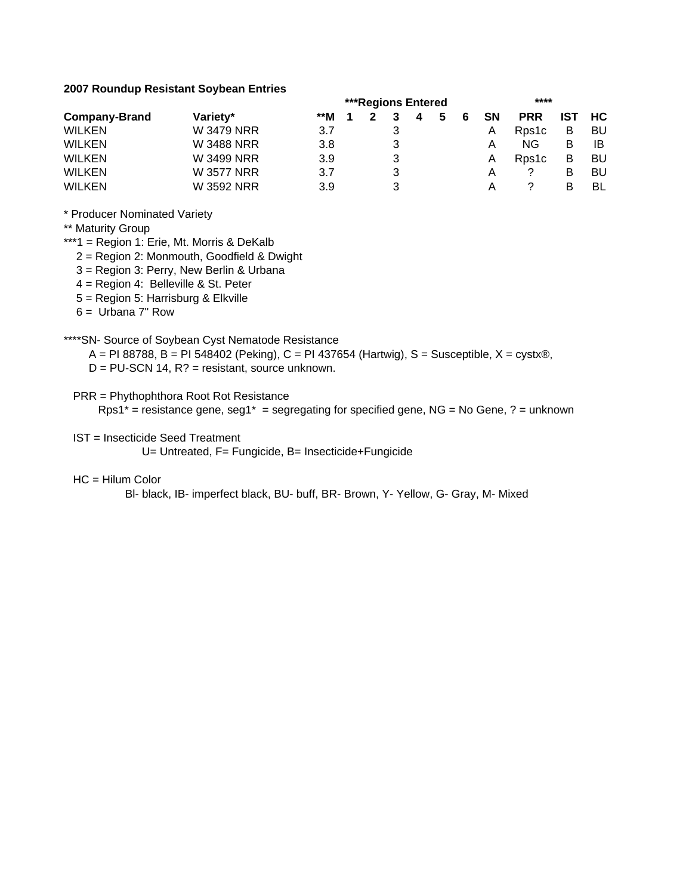**2007 Roundup Resistant Soybean Entries**

| | | | ***Regions Entered | | | | | | **** | | | |
|---|---|---|---|---|---|---|---|---|---|---|---|---|
| **Company-Brand** | **Variety*** | **\*\*M** | **1** | **2** | **3** | **4** | **5** | **6** | **SN** | **PRR** | **IST** | **HC** |
| WILKEN | W 3479 NRR | 3.7 | | | 3 | | | | A | Rps1c | B | BU |
| WILKEN | W 3488 NRR | 3.8 | | | 3 | | | | A | NG | B | IB |
| WILKEN | W 3499 NRR | 3.9 | | | 3 | | | | A | Rps1c | B | BU |
| WILKEN | W 3577 NRR | 3.7 | | | 3 | | | | A | ? | B | BU |
| WILKEN | W 3592 NRR | 3.9 | | | 3 | | | | A | ? | B | BL |

\* Producer Nominated Variety

** Maturity Group

***1 = Region 1: Erie, Mt. Morris & DeKalb
2 = Region 2: Monmouth, Goodfield & Dwight
3 = Region 3: Perry, New Berlin & Urbana
4 = Region 4: Belleville & St. Peter
5 = Region 5: Harrisburg & Elkville
6 = Urbana 7" Row

****SN- Source of Soybean Cyst Nematode Resistance
A = PI 88788, B = PI 548402 (Peking), C = PI 437654 (Hartwig), S = Susceptible, X = cystx®,
D = PU-SCN 14, R? = resistant, source unknown.

PRR = Phythophthora Root Rot Resistance
Rps1* = resistance gene, seg1* = segregating for specified gene, NG = No Gene, ? = unknown

IST = Insecticide Seed Treatment
U= Untreated, F= Fungicide, B= Insecticide+Fungicide

HC = Hilum Color
Bl- black, IB- imperfect black, BU- buff, BR- Brown, Y- Yellow, G- Gray, M- Mixed